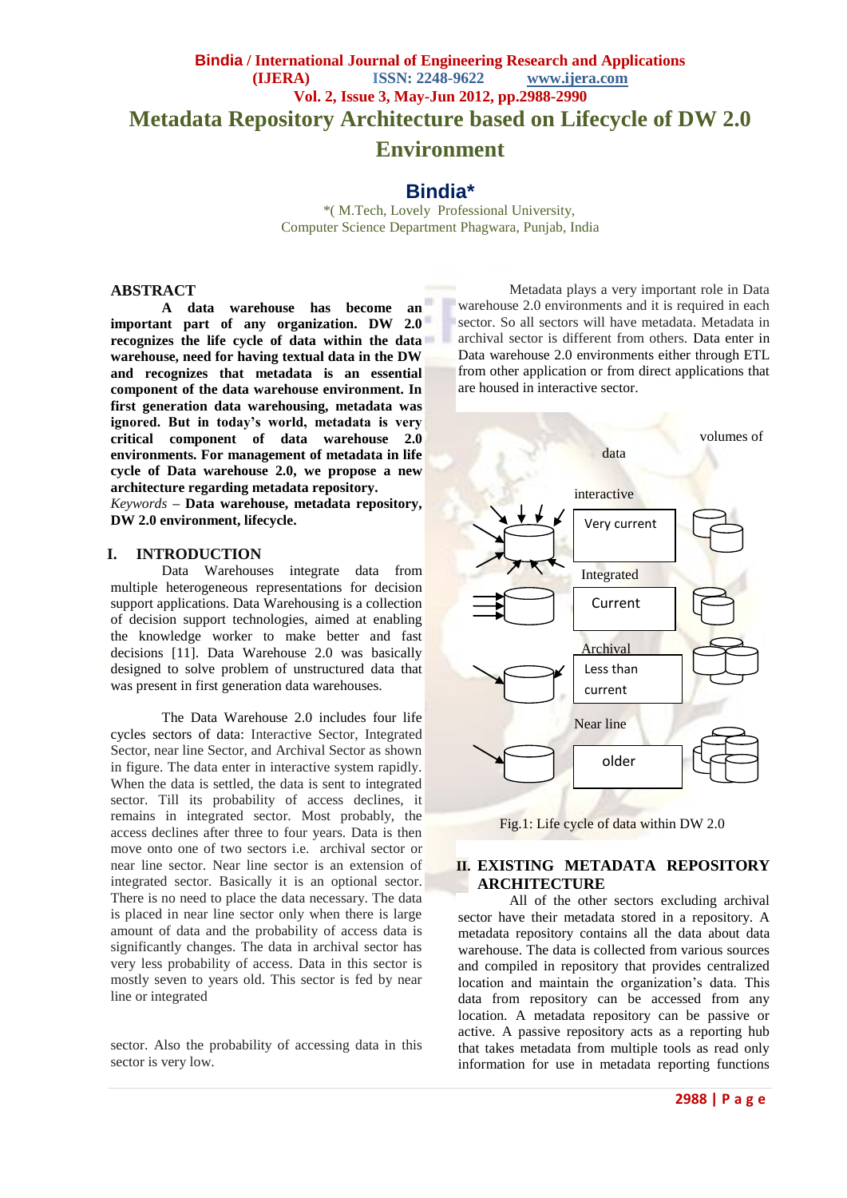# Metadata Repository Architecture based on Lifecycle of DW 2.0 Environment

## Bindia*

*( M.Tech, Lovely Professional University,
Computer Science Department Phagwara, Punjab, India

### ABSTRACT

**A data warehouse has become an important part of any organization. DW 2.0 recognizes the life cycle of data within the data warehouse, need for having textual data in the DW and recognizes that metadata is an essential component of the data warehouse environment. In first generation data warehousing, metadata was ignored. But in today's world, metadata is very critical component of data warehouse 2.0 environments. For management of metadata in life cycle of Data warehouse 2.0, we propose a new architecture regarding metadata repository.**

*Keywords* – **Data warehouse, metadata repository, DW 2.0 environment, lifecycle.**

## I. INTRODUCTION

Data Warehouses integrate data from multiple heterogeneous representations for decision support applications. Data Warehousing is a collection of decision support technologies, aimed at enabling the knowledge worker to make better and fast decisions [11]. Data Warehouse 2.0 was basically designed to solve problem of unstructured data that was present in first generation data warehouses.

The Data Warehouse 2.0 includes four life cycles sectors of data: Interactive Sector, Integrated Sector, near line Sector, and Archival Sector as shown in figure. The data enter in interactive system rapidly. When the data is settled, the data is sent to integrated sector. Till its probability of access declines, it remains in integrated sector. Most probably, the access declines after three to four years. Data is then move onto one of two sectors i.e. archival sector or near line sector. Near line sector is an extension of integrated sector. Basically it is an optional sector. There is no need to place the data necessary. The data is placed in near line sector only when there is large amount of data and the probability of access data is significantly changes. The data in archival sector has very less probability of access. Data in this sector is mostly seven to years old. This sector is fed by near line or integrated sector. Also the probability of accessing data in this sector is very low.

Metadata plays a very important role in Data warehouse 2.0 environments and it is required in each sector. So all sectors will have metadata. Metadata in archival sector is different from others. Data enter in Data warehouse 2.0 environments either through ETL from other application or from direct applications that are housed in interactive sector.

Fig.1: Life cycle of data within DW 2.0

## II. EXISTING METADATA REPOSITORY ARCHITECTURE

All of the other sectors excluding archival sector have their metadata stored in a repository. A metadata repository contains all the data about data warehouse. The data is collected from various sources and compiled in repository that provides centralized location and maintain the organization's data. This data from repository can be accessed from any location. A metadata repository can be passive or active. A passive repository acts as a reporting hub that takes metadata from multiple tools as read only information for use in metadata reporting functions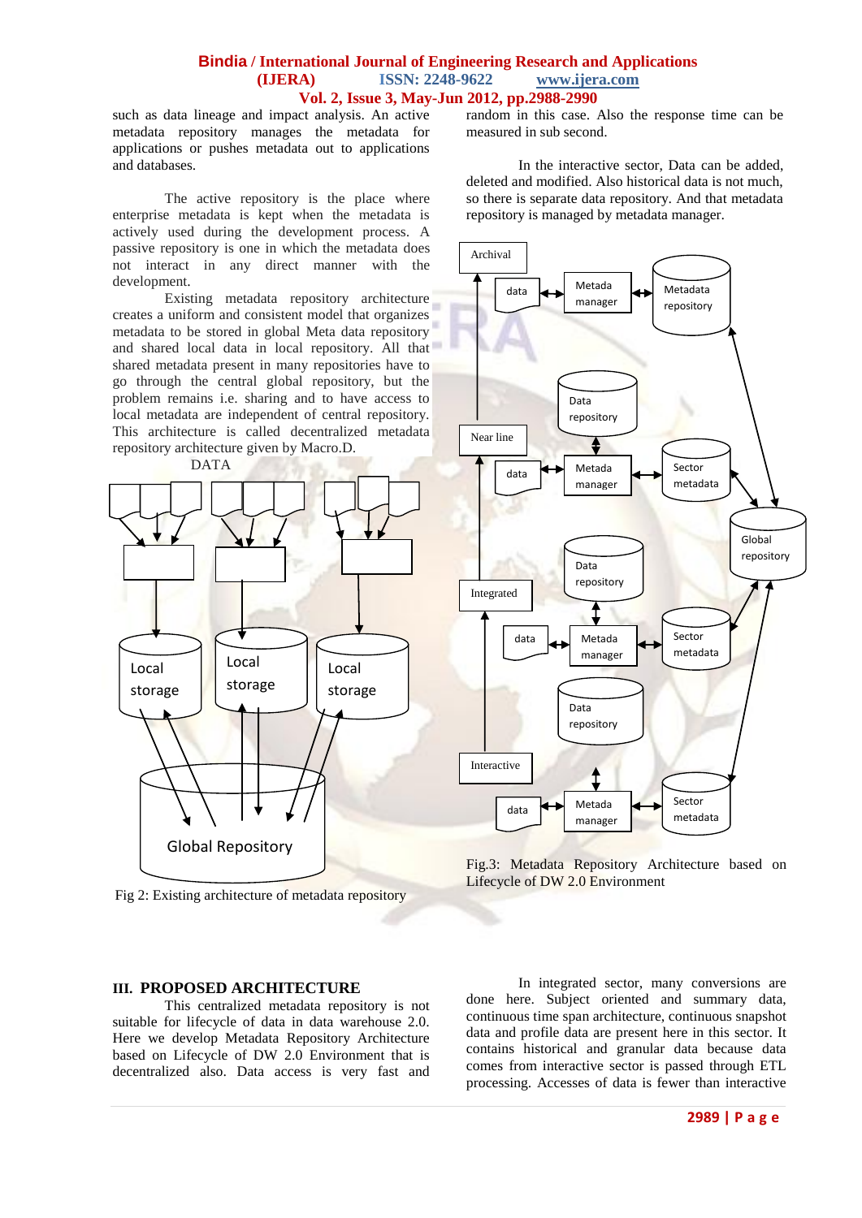such as data lineage and impact analysis. An active metadata repository manages the metadata for applications or pushes metadata out to applications and databases.

The active repository is the place where enterprise metadata is kept when the metadata is actively used during the development process. A passive repository is one in which the metadata does not interact in any direct manner with the development.

Existing metadata repository architecture creates a uniform and consistent model that organizes metadata to be stored in global Meta data repository and shared local data in local repository. All that shared metadata present in many repositories have to go through the central global repository, but the problem remains i.e. sharing and to have access to local metadata are independent of central repository. This architecture is called decentralized metadata repository architecture given by Macro.D.

Fig 2: Existing architecture of metadata repository

random in this case. Also the response time can be measured in sub second.

In the interactive sector, Data can be added, deleted and modified. Also historical data is not much, so there is separate data repository. And that metadata repository is managed by metadata manager.

Fig.3: Metadata Repository Architecture based on Lifecycle of DW 2.0 Environment

## III. PROPOSED ARCHITECTURE

This centralized metadata repository is not suitable for lifecycle of data in data warehouse 2.0. Here we develop Metadata Repository Architecture based on Lifecycle of DW 2.0 Environment that is decentralized also. Data access is very fast and

In integrated sector, many conversions are done here. Subject oriented and summary data, continuous time span architecture, continuous snapshot data and profile data are present here in this sector. It contains historical and granular data because data comes from interactive sector is passed through ETL processing. Accesses of data is fewer than interactive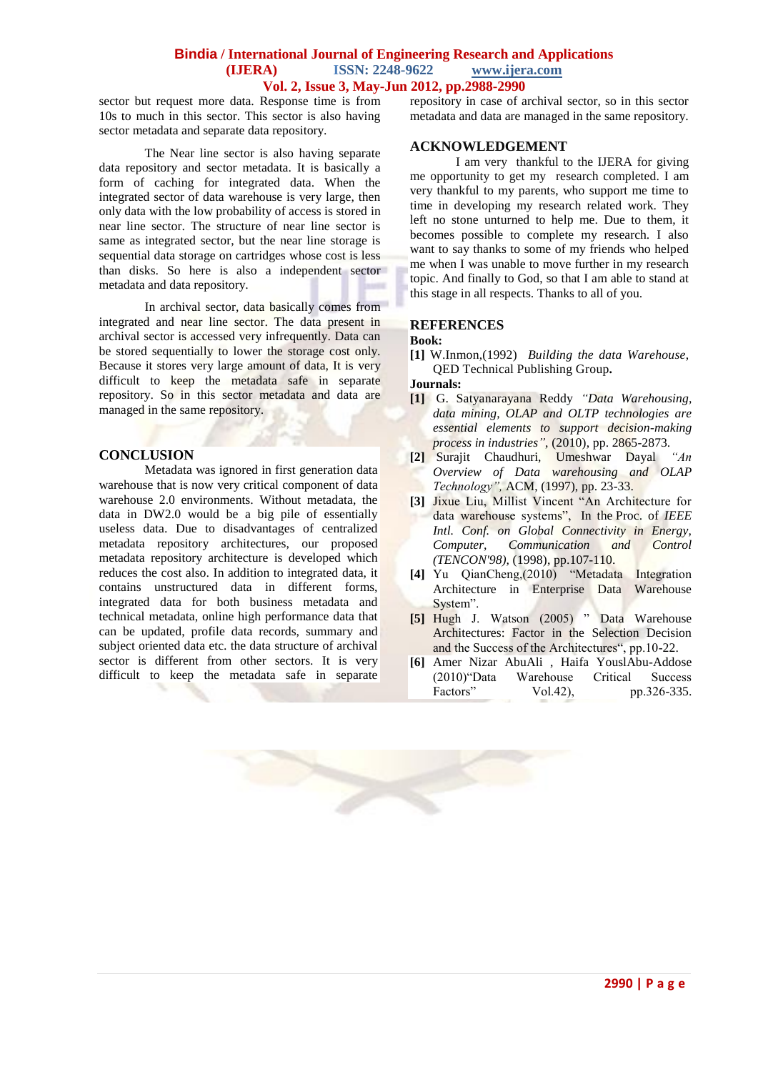sector but request more data. Response time is from 10s to much in this sector. This sector is also having sector metadata and separate data repository.

The Near line sector is also having separate data repository and sector metadata. It is basically a form of caching for integrated data. When the integrated sector of data warehouse is very large, then only data with the low probability of access is stored in near line sector. The structure of near line sector is same as integrated sector, but the near line storage is sequential data storage on cartridges whose cost is less than disks. So here is also a independent sector metadata and data repository.

In archival sector, data basically comes from integrated and near line sector. The data present in archival sector is accessed very infrequently. Data can be stored sequentially to lower the storage cost only. Because it stores very large amount of data, It is very difficult to keep the metadata safe in separate repository. So in this sector metadata and data are managed in the same repository.

## CONCLUSION

Metadata was ignored in first generation data warehouse that is now very critical component of data warehouse 2.0 environments. Without metadata, the data in DW2.0 would be a big pile of essentially useless data. Due to disadvantages of centralized metadata repository architectures, our proposed metadata repository architecture is developed which reduces the cost also. In addition to integrated data, it contains unstructured data in different forms, integrated data for both business metadata and technical metadata, online high performance data that can be updated, profile data records, summary and subject oriented data etc. the data structure of archival sector is different from other sectors. It is very difficult to keep the metadata safe in separate repository in case of archival sector, so in this sector metadata and data are managed in the same repository.

## ACKNOWLEDGEMENT

I am very thankful to the IJERA for giving me opportunity to get my research completed. I am very thankful to my parents, who support me time to time in developing my research related work. They left no stone unturned to help me. Due to them, it becomes possible to complete my research. I also want to say thanks to some of my friends who helped me when I was unable to move further in my research topic. And finally to God, so that I am able to stand at this stage in all respects. Thanks to all of you.

## REFERENCES

**Book:**

**[1]** W.Inmon,(1992) *Building the data Warehouse*, QED Technical Publishing Group**.**

**Journals:**

**[1]** G. Satyanarayana Reddy *"Data Warehousing, data mining, OLAP and OLTP technologies are essential elements to support decision-making process in industries"*, (2010), pp. 2865-2873.

**[2]** Surajit Chaudhuri, Umeshwar Dayal *"An Overview of Data warehousing and OLAP Technology"*, ACM, (1997), pp. 23-33.

**[3]** Jixue Liu, Millist Vincent "An Architecture for data warehouse systems", In the Proc. of *IEEE Intl. Conf. on Global Connectivity in Energy, Computer, Communication and Control (TENCON'98)*, (1998), pp.107-110.

**[4]** Yu QianCheng,(2010) "Metadata Integration Architecture in Enterprise Data Warehouse System".

**[5]** Hugh J. Watson (2005) " Data Warehouse Architectures: Factor in the Selection Decision and the Success of the Architectures", pp.10-22.

**[6]** Amer Nizar AbuAli , Haifa YouslAbu-Addose (2010)"Data Warehouse Critical Success Factors" Vol.42), pp.326-335.